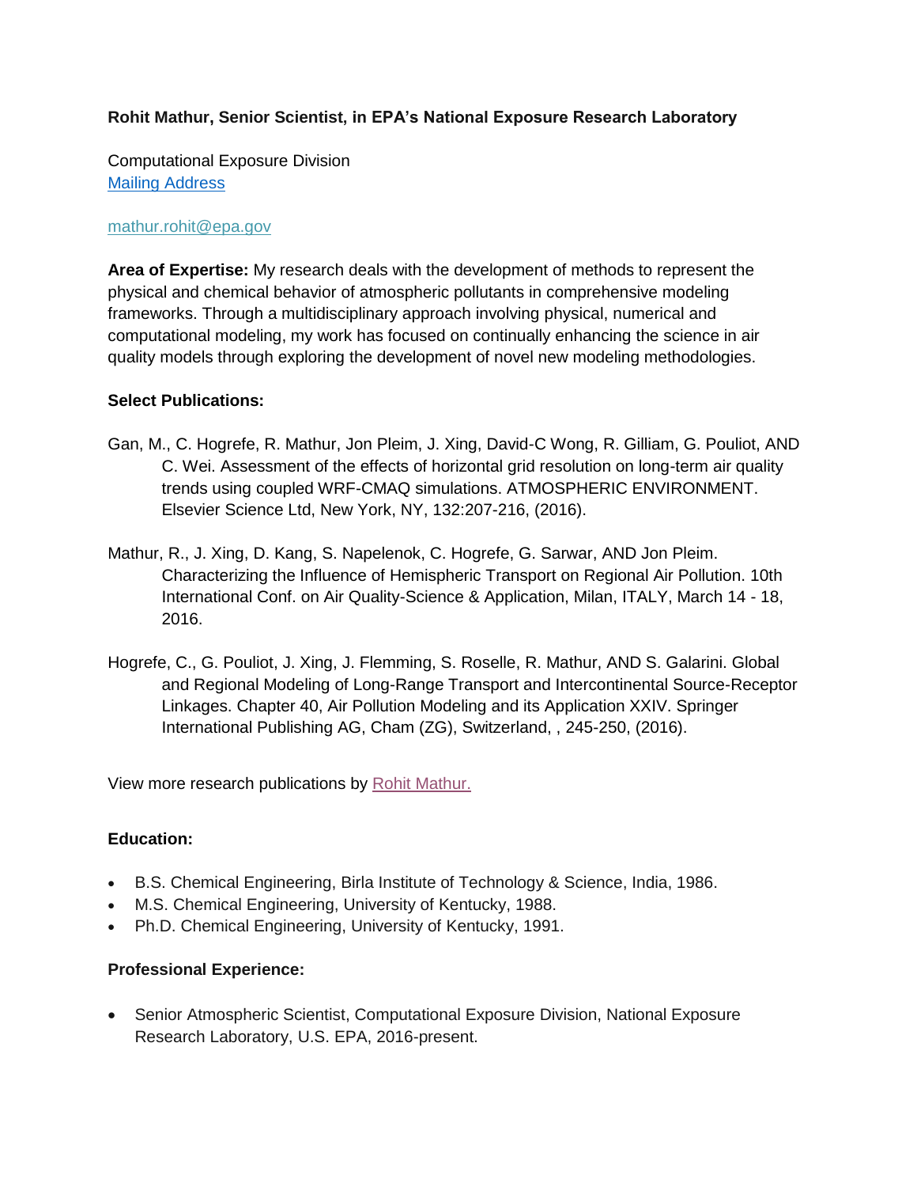**Rohit Mathur, Senior Scientist, in EPA's National Exposure Research Laboratory**

Computational Exposure Division
[Mailing Address]

mathur.rohit@epa.gov

**Area of Expertise:** My research deals with the development of methods to represent the physical and chemical behavior of atmospheric pollutants in comprehensive modeling frameworks. Through a multidisciplinary approach involving physical, numerical and computational modeling, my work has focused on continually enhancing the science in air quality models through exploring the development of novel new modeling methodologies.

**Select Publications:**

Gan, M., C. Hogrefe, R. Mathur, Jon Pleim, J. Xing, David-C Wong, R. Gilliam, G. Pouliot, AND C. Wei. Assessment of the effects of horizontal grid resolution on long-term air quality trends using coupled WRF-CMAQ simulations. ATMOSPHERIC ENVIRONMENT. Elsevier Science Ltd, New York, NY, 132:207-216, (2016).

Mathur, R., J. Xing, D. Kang, S. Napelenok, C. Hogrefe, G. Sarwar, AND Jon Pleim. Characterizing the Influence of Hemispheric Transport on Regional Air Pollution. 10th International Conf. on Air Quality-Science & Application, Milan, ITALY, March 14 - 18, 2016.

Hogrefe, C., G. Pouliot, J. Xing, J. Flemming, S. Roselle, R. Mathur, AND S. Galarini. Global and Regional Modeling of Long-Range Transport and Intercontinental Source-Receptor Linkages. Chapter 40, Air Pollution Modeling and its Application XXIV. Springer International Publishing AG, Cham (ZG), Switzerland, , 245-250, (2016).

View more research publications by Rohit Mathur.

**Education:**

- B.S. Chemical Engineering, Birla Institute of Technology & Science, India, 1986.
- M.S. Chemical Engineering, University of Kentucky, 1988.
- Ph.D. Chemical Engineering, University of Kentucky, 1991.

**Professional Experience:**

- Senior Atmospheric Scientist, Computational Exposure Division, National Exposure Research Laboratory, U.S. EPA, 2016-present.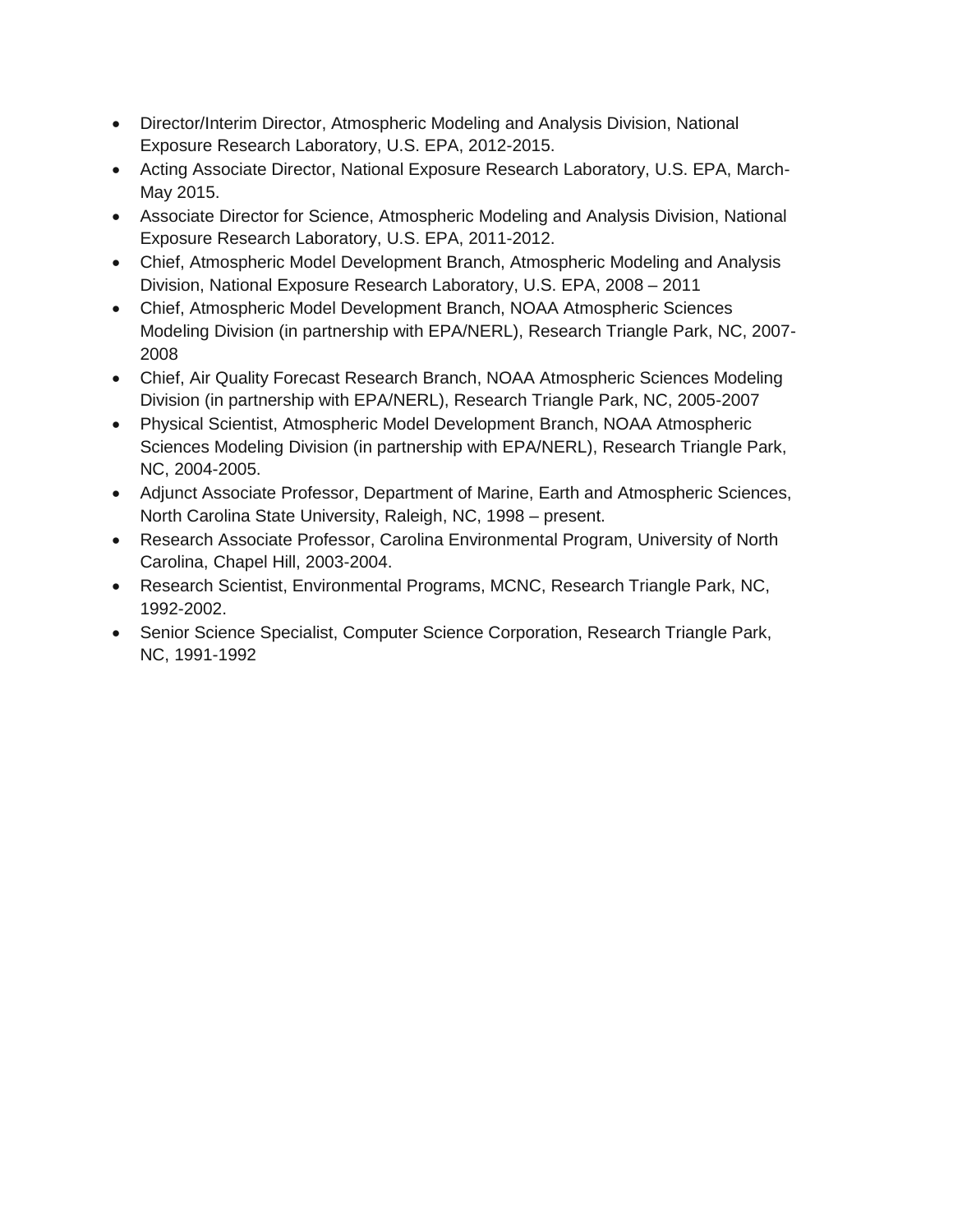- Director/Interim Director, Atmospheric Modeling and Analysis Division, National Exposure Research Laboratory, U.S. EPA, 2012-2015.
- Acting Associate Director, National Exposure Research Laboratory, U.S. EPA, March-May 2015.
- Associate Director for Science, Atmospheric Modeling and Analysis Division, National Exposure Research Laboratory, U.S. EPA, 2011-2012.
- Chief, Atmospheric Model Development Branch, Atmospheric Modeling and Analysis Division, National Exposure Research Laboratory, U.S. EPA, 2008 – 2011
- Chief, Atmospheric Model Development Branch, NOAA Atmospheric Sciences Modeling Division (in partnership with EPA/NERL), Research Triangle Park, NC, 2007-2008
- Chief, Air Quality Forecast Research Branch, NOAA Atmospheric Sciences Modeling Division (in partnership with EPA/NERL), Research Triangle Park, NC, 2005-2007
- Physical Scientist, Atmospheric Model Development Branch, NOAA Atmospheric Sciences Modeling Division (in partnership with EPA/NERL), Research Triangle Park, NC, 2004-2005.
- Adjunct Associate Professor, Department of Marine, Earth and Atmospheric Sciences, North Carolina State University, Raleigh, NC, 1998 – present.
- Research Associate Professor, Carolina Environmental Program, University of North Carolina, Chapel Hill, 2003-2004.
- Research Scientist, Environmental Programs, MCNC, Research Triangle Park, NC, 1992-2002.
- Senior Science Specialist, Computer Science Corporation, Research Triangle Park, NC, 1991-1992